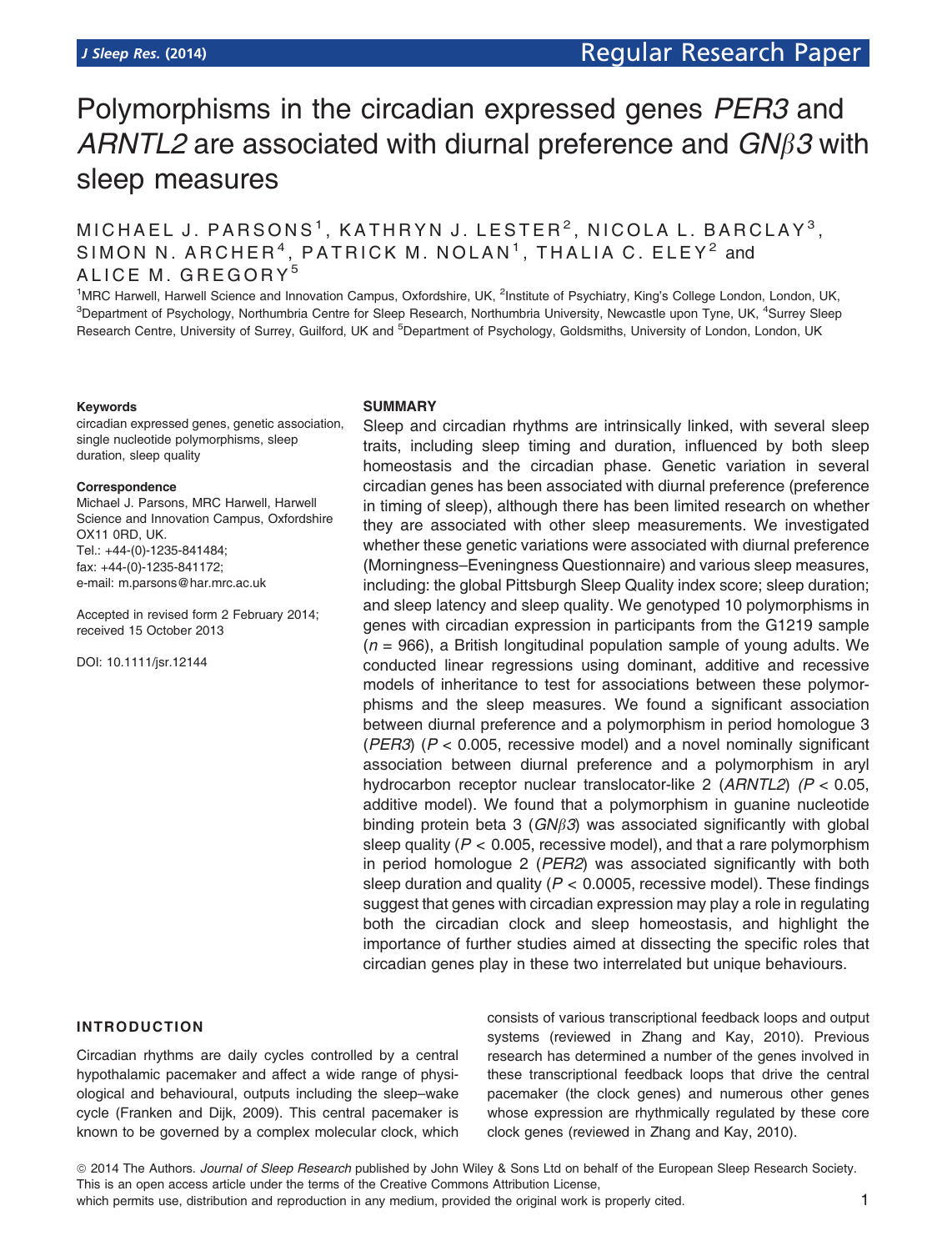# Polymorphisms in the circadian expressed genes *PER3* and *ARNTL2* are associated with diurnal preference and *GNβ3* with sleep measures

MICHAEL J. PARSONS[1], KATHRYN J. LESTER[2], NICOLA L. BARCLAY[3], SIMON N. ARCHER[4], PATRICK M. NOLAN[1], THALIA C. ELEY[2] and ALICE M. GREGORY[5]

[1]MRC Harwell, Harwell Science and Innovation Campus, Oxfordshire, UK, [2]Institute of Psychiatry, King's College London, London, UK, [3]Department of Psychology, Northumbria Centre for Sleep Research, Northumbria University, Newcastle upon Tyne, UK, [4]Surrey Sleep Research Centre, University of Surrey, Guildford, UK and [5]Department of Psychology, Goldsmiths, University of London, London, UK

**Keywords**

circadian expressed genes, genetic association, single nucleotide polymorphisms, sleep duration, sleep quality

**Correspondence**

Michael J. Parsons, MRC Harwell, Harwell Science and Innovation Campus, Oxfordshire OX11 0RD, UK.
Tel.: +44-(0)-1235-841484;
fax: +44-(0)-1235-841172;
e-mail: m.parsons@har.mrc.ac.uk

Accepted in revised form 2 February 2014; received 15 October 2013

DOI: 10.1111/jsr.12144

## SUMMARY

Sleep and circadian rhythms are intrinsically linked, with several sleep traits, including sleep timing and duration, influenced by both sleep homeostasis and the circadian phase. Genetic variation in several circadian genes has been associated with diurnal preference (preference in timing of sleep), although there has been limited research on whether they are associated with other sleep measurements. We investigated whether these genetic variations were associated with diurnal preference (Morningness–Eveningness Questionnaire) and various sleep measures, including: the global Pittsburgh Sleep Quality index score; sleep duration; and sleep latency and sleep quality. We genotyped 10 polymorphisms in genes with circadian expression in participants from the G1219 sample ($n$ = 966), a British longitudinal population sample of young adults. We conducted linear regressions using dominant, additive and recessive models of inheritance to test for associations between these polymorphisms and the sleep measures. We found a significant association between diurnal preference and a polymorphism in period homologue 3 (*PER3*) ($P < 0.005$, recessive model) and a novel nominally significant association between diurnal preference and a polymorphism in aryl hydrocarbon receptor nuclear translocator-like 2 (*ARNTL2*) ($P < 0.05$, additive model). We found that a polymorphism in guanine nucleotide binding protein beta 3 (*GNβ3*) was associated significantly with global sleep quality ($P < 0.005$, recessive model), and that a rare polymorphism in period homologue 2 (*PER2*) was associated significantly with both sleep duration and quality ($P < 0.0005$, recessive model). These findings suggest that genes with circadian expression may play a role in regulating both the circadian clock and sleep homeostasis, and highlight the importance of further studies aimed at dissecting the specific roles that circadian genes play in these two interrelated but unique behaviours.

## INTRODUCTION

Circadian rhythms are daily cycles controlled by a central hypothalamic pacemaker and affect a wide range of physiological and behavioural, outputs including the sleep–wake cycle (Franken and Dijk, 2009). This central pacemaker is known to be governed by a complex molecular clock, which consists of various transcriptional feedback loops and output systems (reviewed in Zhang and Kay, 2010). Previous research has determined a number of the genes involved in these transcriptional feedback loops that drive the central pacemaker (the clock genes) and numerous other genes whose expression are rhythmically regulated by these core clock genes (reviewed in Zhang and Kay, 2010).

© 2014 The Authors. *Journal of Sleep Research* published by John Wiley & Sons Ltd on behalf of the European Sleep Research Society. This is an open access article under the terms of the Creative Commons Attribution License, which permits use, distribution and reproduction in any medium, provided the original work is properly cited.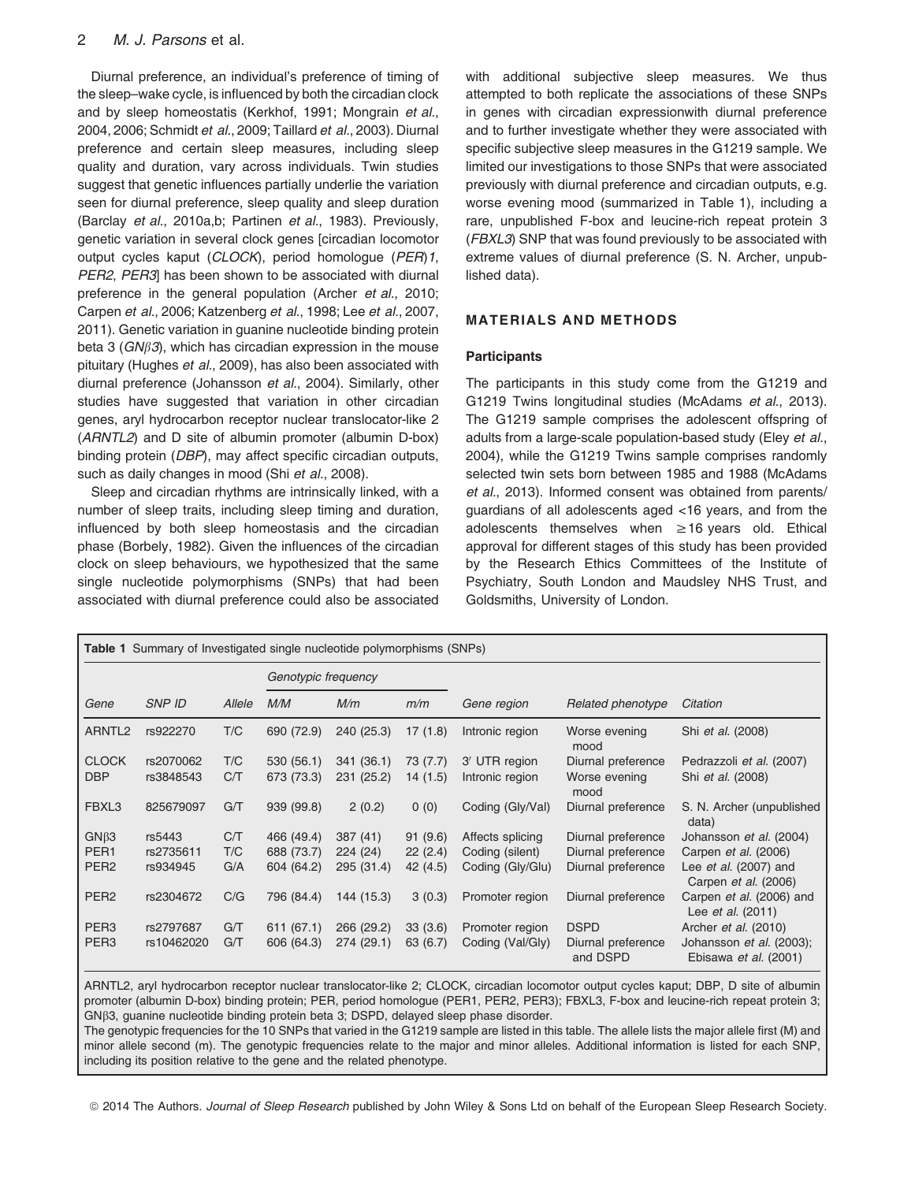Diurnal preference, an individual's preference of timing of the sleep–wake cycle, is influenced by both the circadian clock and by sleep homeostatis (Kerkhof, 1991; Mongrain *et al*., 2004, 2006; Schmidt *et al*., 2009; Taillard *et al*., 2003). Diurnal preference and certain sleep measures, including sleep quality and duration, vary across individuals. Twin studies suggest that genetic influences partially underlie the variation seen for diurnal preference, sleep quality and sleep duration (Barclay *et al*., 2010a,b; Partinen *et al*., 1983). Previously, genetic variation in several clock genes [circadian locomotor output cycles kaput (*CLOCK*), period homologue (*PER*)*1*, *PER2*, *PER3*] has been shown to be associated with diurnal preference in the general population (Archer *et al*., 2010; Carpen *et al*., 2006; Katzenberg *et al*., 1998; Lee *et al*., 2007, 2011). Genetic variation in guanine nucleotide binding protein beta 3 (*GNβ3*), which has circadian expression in the mouse pituitary (Hughes *et al*., 2009), has also been associated with diurnal preference (Johansson *et al*., 2004). Similarly, other studies have suggested that variation in other circadian genes, aryl hydrocarbon receptor nuclear translocator-like 2 (*ARNTL2*) and D site of albumin promoter (albumin D-box) binding protein (*DBP*), may affect specific circadian outputs, such as daily changes in mood (Shi *et al*., 2008).

Sleep and circadian rhythms are intrinsically linked, with a number of sleep traits, including sleep timing and duration, influenced by both sleep homeostasis and the circadian phase (Borbely, 1982). Given the influences of the circadian clock on sleep behaviours, we hypothesized that the same single nucleotide polymorphisms (SNPs) that had been associated with diurnal preference could also be associated with additional subjective sleep measures. We thus attempted to both replicate the associations of these SNPs in genes with circadian expressionwith diurnal preference and to further investigate whether they were associated with specific subjective sleep measures in the G1219 sample. We limited our investigations to those SNPs that were associated previously with diurnal preference and circadian outputs, e.g. worse evening mood (summarized in Table 1), including a rare, unpublished F-box and leucine-rich repeat protein 3 (*FBXL3*) SNP that was found previously to be associated with extreme values of diurnal preference (S. N. Archer, unpublished data).

## MATERIALS AND METHODS

### Participants

The participants in this study come from the G1219 and G1219 Twins longitudinal studies (McAdams *et al*., 2013). The G1219 sample comprises the adolescent offspring of adults from a large-scale population-based study (Eley *et al*., 2004), while the G1219 Twins sample comprises randomly selected twin sets born between 1985 and 1988 (McAdams *et al*., 2013). Informed consent was obtained from parents/guardians of all adolescents aged <16 years, and from the adolescents themselves when ≥16 years old. Ethical approval for different stages of this study has been provided by the Research Ethics Committees of the Institute of Psychiatry, South London and Maudsley NHS Trust, and Goldsmiths, University of London.

**Table 1** Summary of Investigated single nucleotide polymorphisms (SNPs)

| | | | *Genotypic frequency* | | | | | |
|---|---|---|---|---|---|---|---|---|
| *Gene* | *SNP ID* | *Allele* | *M/M* | *M/m* | *m/m* | *Gene region* | *Related phenotype* | *Citation* |
| ARNTL2 | rs922270 | T/C | 690 (72.9) | 240 (25.3) | 17 (1.8) | Intronic region | Worse evening mood | Shi *et al.* (2008) |
| CLOCK | rs2070062 | T/C | 530 (56.1) | 341 (36.1) | 73 (7.7) | 3′ UTR region | Diurnal preference | Pedrazzoli *et al.* (2007) |
| DBP | rs3848543 | C/T | 673 (73.3) | 231 (25.2) | 14 (1.5) | Intronic region | Worse evening mood | Shi *et al.* (2008) |
| FBXL3 | 825679097 | G/T | 939 (99.8) | 2 (0.2) | 0 (0) | Coding (Gly/Val) | Diurnal preference | S. N. Archer (unpublished data) |
| GNβ3 | rs5443 | C/T | 466 (49.4) | 387 (41) | 91 (9.6) | Affects splicing | Diurnal preference | Johansson *et al.* (2004) |
| PER1 | rs2735611 | T/C | 688 (73.7) | 224 (24) | 22 (2.4) | Coding (silent) | Diurnal preference | Carpen *et al.* (2006) |
| PER2 | rs934945 | G/A | 604 (64.2) | 295 (31.4) | 42 (4.5) | Coding (Gly/Glu) | Diurnal preference | Lee *et al.* (2007) and Carpen *et al.* (2006) |
| PER2 | rs2304672 | C/G | 796 (84.4) | 144 (15.3) | 3 (0.3) | Promoter region | Diurnal preference | Carpen *et al.* (2006) and Lee *et al.* (2011) |
| PER3 | rs2797687 | G/T | 611 (67.1) | 266 (29.2) | 33 (3.6) | Promoter region | DSPD | Archer *et al.* (2010) |
| PER3 | rs10462020 | G/T | 606 (64.3) | 274 (29.1) | 63 (6.7) | Coding (Val/Gly) | Diurnal preference and DSPD | Johansson *et al.* (2003); Ebisawa *et al.* (2001) |

ARNTL2, aryl hydrocarbon receptor nuclear translocator-like 2; CLOCK, circadian locomotor output cycles kaput; DBP, D site of albumin promoter (albumin D-box) binding protein; PER, period homologue (PER1, PER2, PER3); FBXL3, F-box and leucine-rich repeat protein 3; GNβ3, guanine nucleotide binding protein beta 3; DSPD, delayed sleep phase disorder.
The genotypic frequencies for the 10 SNPs that varied in the G1219 sample are listed in this table. The allele lists the major allele first (M) and minor allele second (m). The genotypic frequencies relate to the major and minor alleles. Additional information is listed for each SNP, including its position relative to the gene and the related phenotype.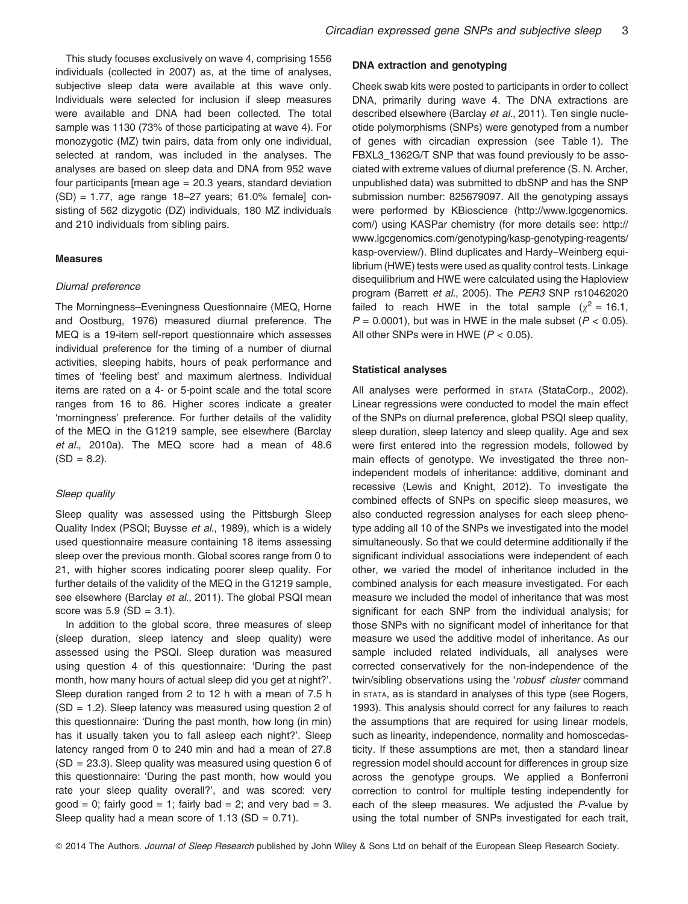This study focuses exclusively on wave 4, comprising 1556 individuals (collected in 2007) as, at the time of analyses, subjective sleep data were available at this wave only. Individuals were selected for inclusion if sleep measures were available and DNA had been collected. The total sample was 1130 (73% of those participating at wave 4). For monozygotic (MZ) twin pairs, data from only one individual, selected at random, was included in the analyses. The analyses are based on sleep data and DNA from 952 wave four participants [mean age = 20.3 years, standard deviation (SD) = 1.77, age range 18–27 years; 61.0% female] consisting of 562 dizygotic (DZ) individuals, 180 MZ individuals and 210 individuals from sibling pairs.

### Measures

#### *Diurnal preference*

The Morningness–Eveningness Questionnaire (MEQ, Horne and Oostburg, 1976) measured diurnal preference. The MEQ is a 19-item self-report questionnaire which assesses individual preference for the timing of a number of diurnal activities, sleeping habits, hours of peak performance and times of 'feeling best' and maximum alertness. Individual items are rated on a 4- or 5-point scale and the total score ranges from 16 to 86. Higher scores indicate a greater 'morningness' preference. For further details of the validity of the MEQ in the G1219 sample, see elsewhere (Barclay *et al*., 2010a). The MEQ score had a mean of 48.6 (SD = 8.2).

#### *Sleep quality*

Sleep quality was assessed using the Pittsburgh Sleep Quality Index (PSQI; Buysse *et al*., 1989), which is a widely used questionnaire measure containing 18 items assessing sleep over the previous month. Global scores range from 0 to 21, with higher scores indicating poorer sleep quality. For further details of the validity of the MEQ in the G1219 sample, see elsewhere (Barclay *et al*., 2011). The global PSQI mean score was 5.9 (SD = 3.1).

In addition to the global score, three measures of sleep (sleep duration, sleep latency and sleep quality) were assessed using the PSQI. Sleep duration was measured using question 4 of this questionnaire: 'During the past month, how many hours of actual sleep did you get at night?'. Sleep duration ranged from 2 to 12 h with a mean of 7.5 h (SD = 1.2). Sleep latency was measured using question 2 of this questionnaire: 'During the past month, how long (in min) has it usually taken you to fall asleep each night?'. Sleep latency ranged from 0 to 240 min and had a mean of 27.8 (SD = 23.3). Sleep quality was measured using question 6 of this questionnaire: 'During the past month, how would you rate your sleep quality overall?', and was scored: very good = 0; fairly good = 1; fairly bad = 2; and very bad = 3. Sleep quality had a mean score of 1.13 (SD = 0.71).

### DNA extraction and genotyping

Cheek swab kits were posted to participants in order to collect DNA, primarily during wave 4. The DNA extractions are described elsewhere (Barclay *et al*., 2011). Ten single nucleotide polymorphisms (SNPs) were genotyped from a number of genes with circadian expression (see Table 1). The FBXL3_1362G/T SNP that was found previously to be associated with extreme values of diurnal preference (S. N. Archer, unpublished data) was submitted to dbSNP and has the SNP submission number: 825679097. All the genotyping assays were performed by KBioscience (http://www.lgcgenomics.com/) using KASPar chemistry (for more details see: http://www.lgcgenomics.com/genotyping/kasp-genotyping-reagents/kasp-overview/). Blind duplicates and Hardy–Weinberg equilibrium (HWE) tests were used as quality control tests. Linkage disequilibrium and HWE were calculated using the Haploview program (Barrett *et al*., 2005). The *PER3* SNP rs10462020 failed to reach HWE in the total sample ($\chi^2 = 16.1$, $P = 0.0001$), but was in HWE in the male subset ($P < 0.05$). All other SNPs were in HWE ($P < 0.05$).

### Statistical analyses

All analyses were performed in STATA (StataCorp., 2002). Linear regressions were conducted to model the main effect of the SNPs on diurnal preference, global PSQI sleep quality, sleep duration, sleep latency and sleep quality. Age and sex were first entered into the regression models, followed by main effects of genotype. We investigated the three non-independent models of inheritance: additive, dominant and recessive (Lewis and Knight, 2012). To investigate the combined effects of SNPs on specific sleep measures, we also conducted regression analyses for each sleep phenotype adding all 10 of the SNPs we investigated into the model simultaneously. So that we could determine additionally if the significant individual associations were independent of each other, we varied the model of inheritance included in the combined analysis for each measure investigated. For each measure we included the model of inheritance that was most significant for each SNP from the individual analysis; for those SNPs with no significant model of inheritance for that measure we used the additive model of inheritance. As our sample included related individuals, all analyses were corrected conservatively for the non-independence of the twin/sibling observations using the '*robust*' *cluster* command in STATA, as is standard in analyses of this type (see Rogers, 1993). This analysis should correct for any failures to reach the assumptions that are required for using linear models, such as linearity, independence, normality and homoscedasticity. If these assumptions are met, then a standard linear regression model should account for differences in group size across the genotype groups. We applied a Bonferroni correction to control for multiple testing independently for each of the sleep measures. We adjusted the *P*-value by using the total number of SNPs investigated for each trait,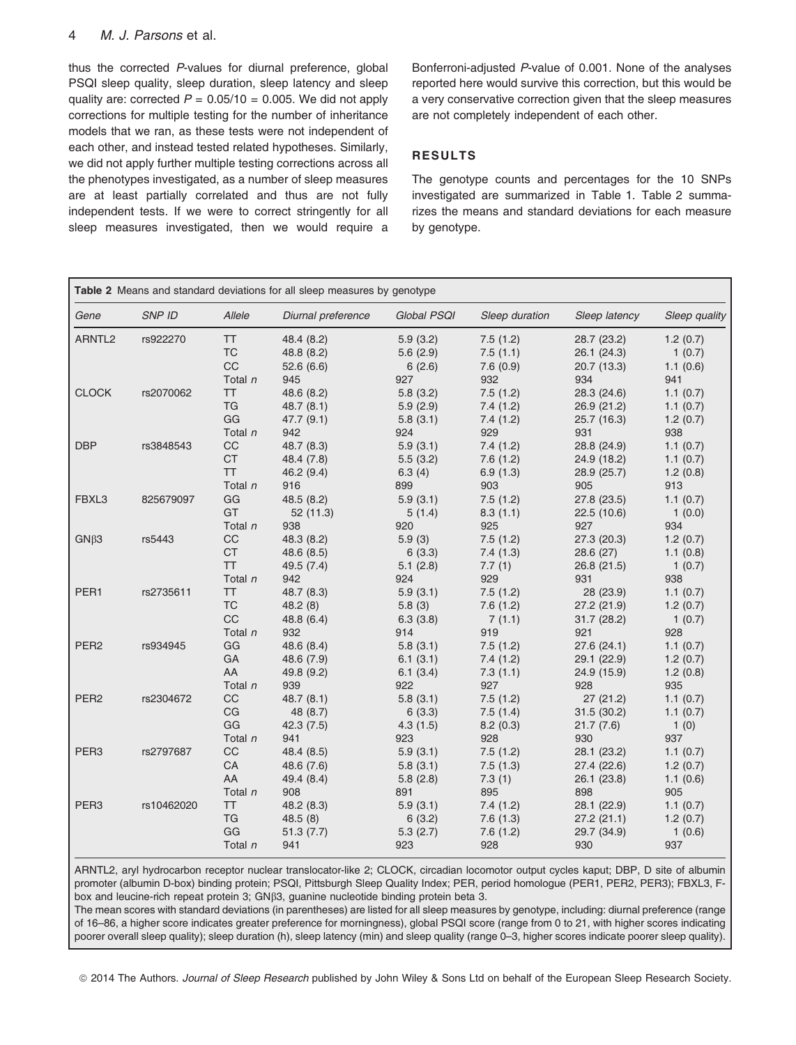thus the corrected *P*-values for diurnal preference, global PSQI sleep quality, sleep duration, sleep latency and sleep quality are: corrected $P = 0.05/10 = 0.005$. We did not apply corrections for multiple testing for the number of inheritance models that we ran, as these tests were not independent of each other, and instead tested related hypotheses. Similarly, we did not apply further multiple testing corrections across all the phenotypes investigated, as a number of sleep measures are at least partially correlated and thus are not fully independent tests. If we were to correct stringently for all sleep measures investigated, then we would require a Bonferroni-adjusted *P*-value of 0.001. None of the analyses reported here would survive this correction, but this would be a very conservative correction given that the sleep measures are not completely independent of each other.

## RESULTS

The genotype counts and percentages for the 10 SNPs investigated are summarized in Table 1. Table 2 summarizes the means and standard deviations for each measure by genotype.

**Table 2** Means and standard deviations for all sleep measures by genotype

| Gene | SNP ID | Allele | Diurnal preference | Global PSQI | Sleep duration | Sleep latency | Sleep quality |
|---|---|---|---|---|---|---|---|
| ARNTL2 | rs922270 | TT | 48.4 (8.2) | 5.9 (3.2) | 7.5 (1.2) | 28.7 (23.2) | 1.2 (0.7) |
| | | TC | 48.8 (8.2) | 5.6 (2.9) | 7.5 (1.1) | 26.1 (24.3) | 1 (0.7) |
| | | CC | 52.6 (6.6) | 6 (2.6) | 7.6 (0.9) | 20.7 (13.3) | 1.1 (0.6) |
| | | Total *n* | 945 | 927 | 932 | 934 | 941 |
| CLOCK | rs2070062 | TT | 48.6 (8.2) | 5.8 (3.2) | 7.5 (1.2) | 28.3 (24.6) | 1.1 (0.7) |
| | | TG | 48.7 (8.1) | 5.9 (2.9) | 7.4 (1.2) | 26.9 (21.2) | 1.1 (0.7) |
| | | GG | 47.7 (9.1) | 5.8 (3.1) | 7.4 (1.2) | 25.7 (16.3) | 1.2 (0.7) |
| | | Total *n* | 942 | 924 | 929 | 931 | 938 |
| DBP | rs3848543 | CC | 48.7 (8.3) | 5.9 (3.1) | 7.4 (1.2) | 28.8 (24.9) | 1.1 (0.7) |
| | | CT | 48.4 (7.8) | 5.5 (3.2) | 7.6 (1.2) | 24.9 (18.2) | 1.1 (0.7) |
| | | TT | 46.2 (9.4) | 6.3 (4) | 6.9 (1.3) | 28.9 (25.7) | 1.2 (0.8) |
| | | Total *n* | 916 | 899 | 903 | 905 | 913 |
| FBXL3 | 825679097 | GG | 48.5 (8.2) | 5.9 (3.1) | 7.5 (1.2) | 27.8 (23.5) | 1.1 (0.7) |
| | | GT | 52 (11.3) | 5 (1.4) | 8.3 (1.1) | 22.5 (10.6) | 1 (0.0) |
| | | Total *n* | 938 | 920 | 925 | 927 | 934 |
| GNβ3 | rs5443 | CC | 48.3 (8.2) | 5.9 (3) | 7.5 (1.2) | 27.3 (20.3) | 1.2 (0.7) |
| | | CT | 48.6 (8.5) | 6 (3.3) | 7.4 (1.3) | 28.6 (27) | 1.1 (0.8) |
| | | TT | 49.5 (7.4) | 5.1 (2.8) | 7.7 (1) | 26.8 (21.5) | 1 (0.7) |
| | | Total *n* | 942 | 924 | 929 | 931 | 938 |
| PER1 | rs2735611 | TT | 48.7 (8.3) | 5.9 (3.1) | 7.5 (1.2) | 28 (23.9) | 1.1 (0.7) |
| | | TC | 48.2 (8) | 5.8 (3) | 7.6 (1.2) | 27.2 (21.9) | 1.2 (0.7) |
| | | CC | 48.8 (6.4) | 6.3 (3.8) | 7 (1.1) | 31.7 (28.2) | 1 (0.7) |
| | | Total *n* | 932 | 914 | 919 | 921 | 928 |
| PER2 | rs934945 | GG | 48.6 (8.4) | 5.8 (3.1) | 7.5 (1.2) | 27.6 (24.1) | 1.1 (0.7) |
| | | GA | 48.6 (7.9) | 6.1 (3.1) | 7.4 (1.2) | 29.1 (22.9) | 1.2 (0.7) |
| | | AA | 49.8 (9.2) | 6.1 (3.4) | 7.3 (1.1) | 24.9 (15.9) | 1.2 (0.8) |
| | | Total *n* | 939 | 922 | 927 | 928 | 935 |
| PER2 | rs2304672 | CC | 48.7 (8.1) | 5.8 (3.1) | 7.5 (1.2) | 27 (21.2) | 1.1 (0.7) |
| | | CG | 48 (8.7) | 6 (3.3) | 7.5 (1.4) | 31.5 (30.2) | 1.1 (0.7) |
| | | GG | 42.3 (7.5) | 4.3 (1.5) | 8.2 (0.3) | 21.7 (7.6) | 1 (0) |
| | | Total *n* | 941 | 923 | 928 | 930 | 937 |
| PER3 | rs2797687 | CC | 48.4 (8.5) | 5.9 (3.1) | 7.5 (1.2) | 28.1 (23.2) | 1.1 (0.7) |
| | | CA | 48.6 (7.6) | 5.8 (3.1) | 7.5 (1.3) | 27.4 (22.6) | 1.2 (0.7) |
| | | AA | 49.4 (8.4) | 5.8 (2.8) | 7.3 (1) | 26.1 (23.8) | 1.1 (0.6) |
| | | Total *n* | 908 | 891 | 895 | 898 | 905 |
| PER3 | rs10462020 | TT | 48.2 (8.3) | 5.9 (3.1) | 7.4 (1.2) | 28.1 (22.9) | 1.1 (0.7) |
| | | TG | 48.5 (8) | 6 (3.2) | 7.6 (1.3) | 27.2 (21.1) | 1.2 (0.7) |
| | | GG | 51.3 (7.7) | 5.3 (2.7) | 7.6 (1.2) | 29.7 (34.9) | 1 (0.6) |
| | | Total *n* | 941 | 923 | 928 | 930 | 937 |

ARNTL2, aryl hydrocarbon receptor nuclear translocator-like 2; CLOCK, circadian locomotor output cycles kaput; DBP, D site of albumin promoter (albumin D-box) binding protein; PSQI, Pittsburgh Sleep Quality Index; PER, period homologue (PER1, PER2, PER3); FBXL3, F-box and leucine-rich repeat protein 3; GNβ3, guanine nucleotide binding protein beta 3.

The mean scores with standard deviations (in parentheses) are listed for all sleep measures by genotype, including: diurnal preference (range of 16–86, a higher score indicates greater preference for morningness), global PSQI score (range from 0 to 21, with higher scores indicating poorer overall sleep quality); sleep duration (h), sleep latency (min) and sleep quality (range 0–3, higher scores indicate poorer sleep quality).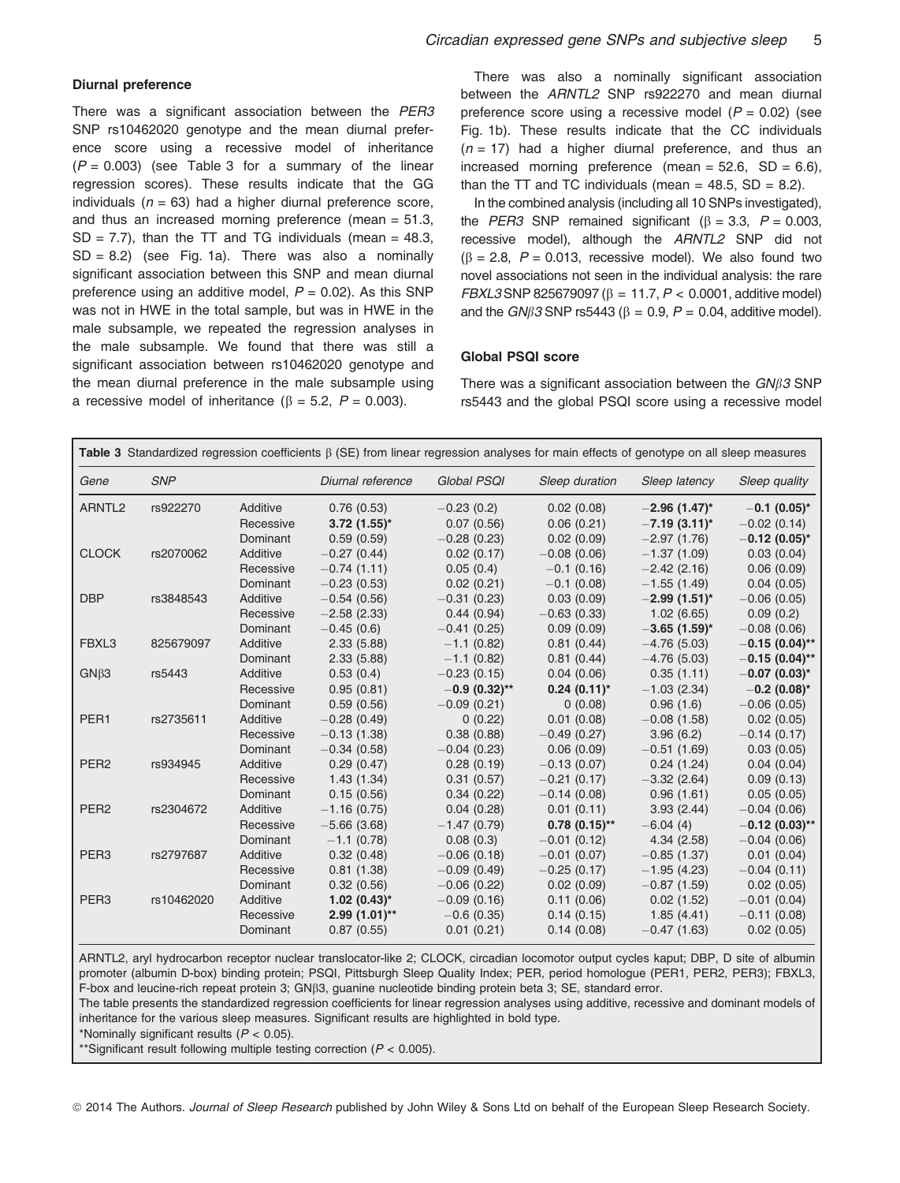#### Diurnal preference

There was a significant association between the *PER3* SNP rs10462020 genotype and the mean diurnal preference score using a recessive model of inheritance ($P = 0.003$) (see Table 3 for a summary of the linear regression scores). These results indicate that the GG individuals ($n = 63$) had a higher diurnal preference score, and thus an increased morning preference (mean = 51.3, SD = 7.7), than the TT and TG individuals (mean = 48.3, SD = 8.2) (see Fig. 1a). There was also a nominally significant association between this SNP and mean diurnal preference using an additive model, $P = 0.02$). As this SNP was not in HWE in the total sample, but was in HWE in the male subsample, we repeated the regression analyses in the male subsample. We found that there was still a significant association between rs10462020 genotype and the mean diurnal preference in the male subsample using a recessive model of inheritance ($\beta = 5.2$, $P = 0.003$).

There was also a nominally significant association between the *ARNTL2* SNP rs922270 and mean diurnal preference score using a recessive model ($P = 0.02$) (see Fig. 1b). These results indicate that the CC individuals ($n = 17$) had a higher diurnal preference, and thus an increased morning preference (mean = 52.6, SD = 6.6), than the TT and TC individuals (mean = 48.5, SD = 8.2).

In the combined analysis (including all 10 SNPs investigated), the *PER3* SNP remained significant ($\beta = 3.3$, $P = 0.003$, recessive model), although the *ARNTL2* SNP did not ($\beta = 2.8$, $P = 0.013$, recessive model). We also found two novel associations not seen in the individual analysis: the rare *FBXL3* SNP 825679097 ($\beta = 11.7$, $P < 0.0001$, additive model) and the *GNβ3* SNP rs5443 ($\beta = 0.9$, $P = 0.04$, additive model).

#### Global PSQI score

There was a significant association between the *GNβ3* SNP rs5443 and the global PSQI score using a recessive model

**Table 3** Standardized regression coefficients β (SE) from linear regression analyses for main effects of genotype on all sleep measures

| *Gene* | *SNP* | | *Diurnal reference* | *Global PSQI* | *Sleep duration* | *Sleep latency* | *Sleep quality* |
|---|---|---|---|---|---|---|---|
| ARNTL2 | rs922270 | Additive | 0.76 (0.53) | −0.23 (0.2) | 0.02 (0.08) | **−2.96 (1.47)*** | **−0.1 (0.05)*** |
| | | Recessive | **3.72 (1.55)*** | 0.07 (0.56) | 0.06 (0.21) | **−7.19 (3.11)*** | −0.02 (0.14) |
| | | Dominant | 0.59 (0.59) | −0.28 (0.23) | 0.02 (0.09) | −2.97 (1.76) | **−0.12 (0.05)*** |
| CLOCK | rs2070062 | Additive | −0.27 (0.44) | 0.02 (0.17) | −0.08 (0.06) | −1.37 (1.09) | 0.03 (0.04) |
| | | Recessive | −0.74 (1.11) | 0.05 (0.4) | −0.1 (0.16) | −2.42 (2.16) | 0.06 (0.09) |
| | | Dominant | −0.23 (0.53) | 0.02 (0.21) | −0.1 (0.08) | −1.55 (1.49) | 0.04 (0.05) |
| DBP | rs3848543 | Additive | −0.54 (0.56) | −0.31 (0.23) | 0.03 (0.09) | **−2.99 (1.51)*** | −0.06 (0.05) |
| | | Recessive | −2.58 (2.33) | 0.44 (0.94) | −0.63 (0.33) | 1.02 (6.65) | 0.09 (0.2) |
| | | Dominant | −0.45 (0.6) | −0.41 (0.25) | 0.09 (0.09) | **−3.65 (1.59)*** | −0.08 (0.06) |
| FBXL3 | 825679097 | Additive | 2.33 (5.88) | −1.1 (0.82) | 0.81 (0.44) | −4.76 (5.03) | **−0.15 (0.04)**** |
| | | Dominant | 2.33 (5.88) | −1.1 (0.82) | 0.81 (0.44) | −4.76 (5.03) | **−0.15 (0.04)**** |
| GNβ3 | rs5443 | Additive | 0.53 (0.4) | −0.23 (0.15) | 0.04 (0.06) | 0.35 (1.11) | **−0.07 (0.03)*** |
| | | Recessive | 0.95 (0.81) | **−0.9 (0.32)**** | **0.24 (0.11)*** | −1.03 (2.34) | **−0.2 (0.08)*** |
| | | Dominant | 0.59 (0.56) | −0.09 (0.21) | 0 (0.08) | 0.96 (1.6) | −0.06 (0.05) |
| PER1 | rs2735611 | Additive | −0.28 (0.49) | 0 (0.22) | 0.01 (0.08) | −0.08 (1.58) | 0.02 (0.05) |
| | | Recessive | −0.13 (1.38) | 0.38 (0.88) | −0.49 (0.27) | 3.96 (6.2) | −0.14 (0.17) |
| | | Dominant | −0.34 (0.58) | −0.04 (0.23) | 0.06 (0.09) | −0.51 (1.69) | 0.03 (0.05) |
| PER2 | rs934945 | Additive | 0.29 (0.47) | 0.28 (0.19) | −0.13 (0.07) | 0.24 (1.24) | 0.04 (0.04) |
| | | Recessive | 1.43 (1.34) | 0.31 (0.57) | −0.21 (0.17) | −3.32 (2.64) | 0.09 (0.13) |
| | | Dominant | 0.15 (0.56) | 0.34 (0.22) | −0.14 (0.08) | 0.96 (1.61) | 0.05 (0.05) |
| PER2 | rs2304672 | Additive | −1.16 (0.75) | 0.04 (0.28) | 0.01 (0.11) | 3.93 (2.44) | −0.04 (0.06) |
| | | Recessive | −5.66 (3.68) | −1.47 (0.79) | **0.78 (0.15)**** | −6.04 (4) | **−0.12 (0.03)**** |
| | | Dominant | −1.1 (0.78) | 0.08 (0.3) | −0.01 (0.12) | 4.34 (2.58) | −0.04 (0.06) |
| PER3 | rs2797687 | Additive | 0.32 (0.48) | −0.06 (0.18) | −0.01 (0.07) | −0.85 (1.37) | 0.01 (0.04) |
| | | Recessive | 0.81 (1.38) | −0.09 (0.49) | −0.25 (0.17) | −1.95 (4.23) | −0.04 (0.11) |
| | | Dominant | 0.32 (0.56) | −0.06 (0.22) | 0.02 (0.09) | −0.87 (1.59) | 0.02 (0.05) |
| PER3 | rs10462020 | Additive | **1.02 (0.43)*** | −0.09 (0.16) | 0.11 (0.06) | 0.02 (1.52) | −0.01 (0.04) |
| | | Recessive | **2.99 (1.01)**** | −0.6 (0.35) | 0.14 (0.15) | 1.85 (4.41) | −0.11 (0.08) |
| | | Dominant | 0.87 (0.55) | 0.01 (0.21) | 0.14 (0.08) | −0.47 (1.63) | 0.02 (0.05) |

ARNTL2, aryl hydrocarbon receptor nuclear translocator-like 2; CLOCK, circadian locomotor output cycles kaput; DBP, D site of albumin promoter (albumin D-box) binding protein; PSQI, Pittsburgh Sleep Quality Index; PER, period homologue (PER1, PER2, PER3); FBXL3, F-box and leucine-rich repeat protein 3; GNβ3, guanine nucleotide binding protein beta 3; SE, standard error.

The table presents the standardized regression coefficients for linear regression analyses using additive, recessive and dominant models of inheritance for the various sleep measures. Significant results are highlighted in bold type.

*Nominally significant results ($P < 0.05$).

**Significant result following multiple testing correction ($P < 0.005$).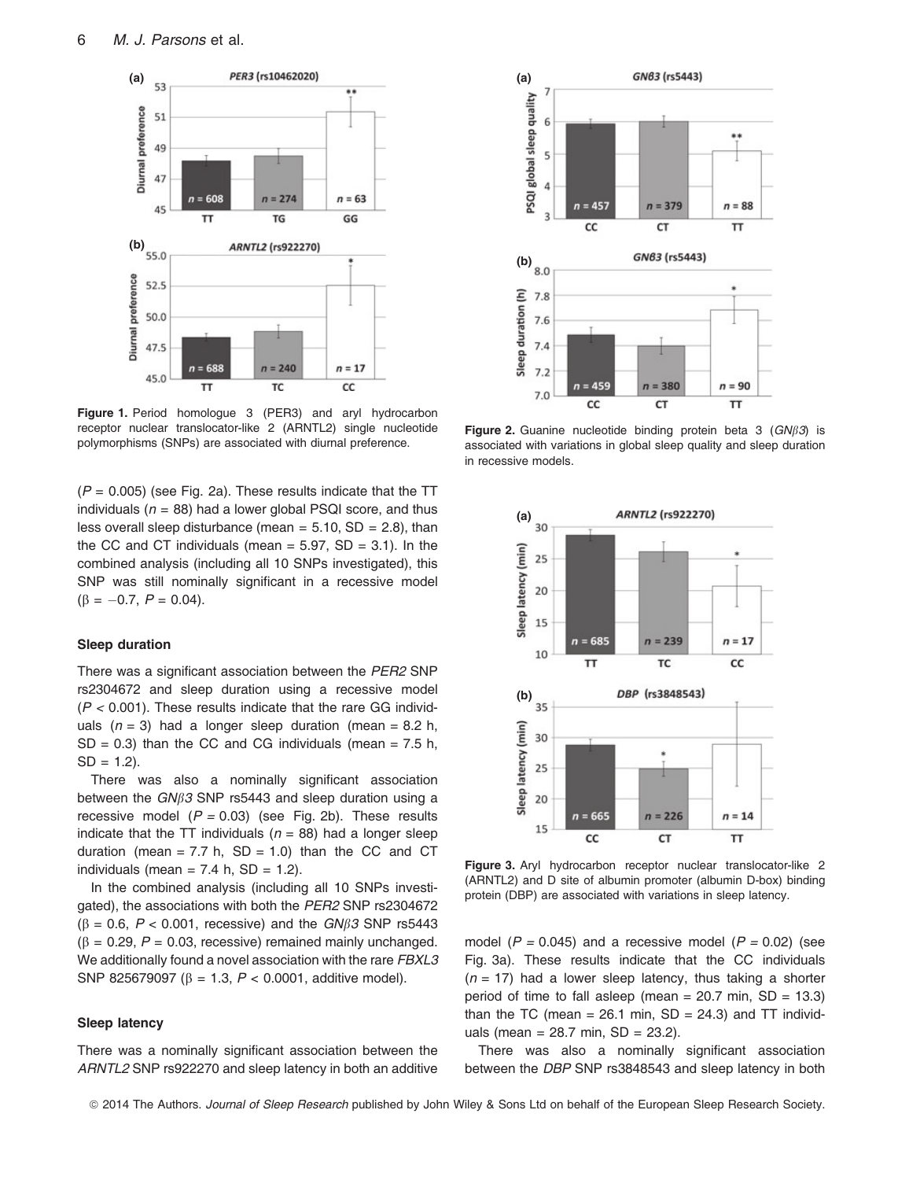Figure 1. Period homologue 3 (PER3) and aryl hydrocarbon receptor nuclear translocator-like 2 (ARNTL2) single nucleotide polymorphisms (SNPs) are associated with diurnal preference.

($P = 0.005$) (see Fig. 2a). These results indicate that the TT individuals ($n = 88$) had a lower global PSQI score, and thus less overall sleep disturbance (mean = 5.10, SD = 2.8), than the CC and CT individuals (mean = 5.97, SD = 3.1). In the combined analysis (including all 10 SNPs investigated), this SNP was still nominally significant in a recessive model ($\beta = -0.7$, $P = 0.04$).

Figure 2. Guanine nucleotide binding protein beta 3 (*GNβ3*) is associated with variations in global sleep quality and sleep duration in recessive models.

### Sleep duration

There was a significant association between the *PER2* SNP rs2304672 and sleep duration using a recessive model ($P < 0.001$). These results indicate that the rare GG individuals ($n = 3$) had a longer sleep duration (mean = 8.2 h, SD = 0.3) than the CC and CG individuals (mean = 7.5 h, SD = 1.2).

There was also a nominally significant association between the *GNβ3* SNP rs5443 and sleep duration using a recessive model ($P = 0.03$) (see Fig. 2b). These results indicate that the TT individuals ($n = 88$) had a longer sleep duration (mean = 7.7 h, SD = 1.0) than the CC and CT individuals (mean = 7.4 h, SD = 1.2).

In the combined analysis (including all 10 SNPs investigated), the associations with both the *PER2* SNP rs2304672 ($\beta = 0.6$, $P < 0.001$, recessive) and the *GNβ3* SNP rs5443 ($\beta = 0.29$, $P = 0.03$, recessive) remained mainly unchanged. We additionally found a novel association with the rare *FBXL3* SNP 825679097 ($\beta = 1.3$, $P < 0.0001$, additive model).

Figure 3. Aryl hydrocarbon receptor nuclear translocator-like 2 (ARNTL2) and D site of albumin promoter (albumin D-box) binding protein (DBP) are associated with variations in sleep latency.

### Sleep latency

There was a nominally significant association between the *ARNTL2* SNP rs922270 and sleep latency in both an additive model ($P = 0.045$) and a recessive model ($P = 0.02$) (see Fig. 3a). These results indicate that the CC individuals ($n = 17$) had a lower sleep latency, thus taking a shorter period of time to fall asleep (mean = 20.7 min, SD = 13.3) than the TC (mean = 26.1 min, SD = 24.3) and TT individuals (mean = 28.7 min, SD = 23.2).

There was also a nominally significant association between the *DBP* SNP rs3848543 and sleep latency in both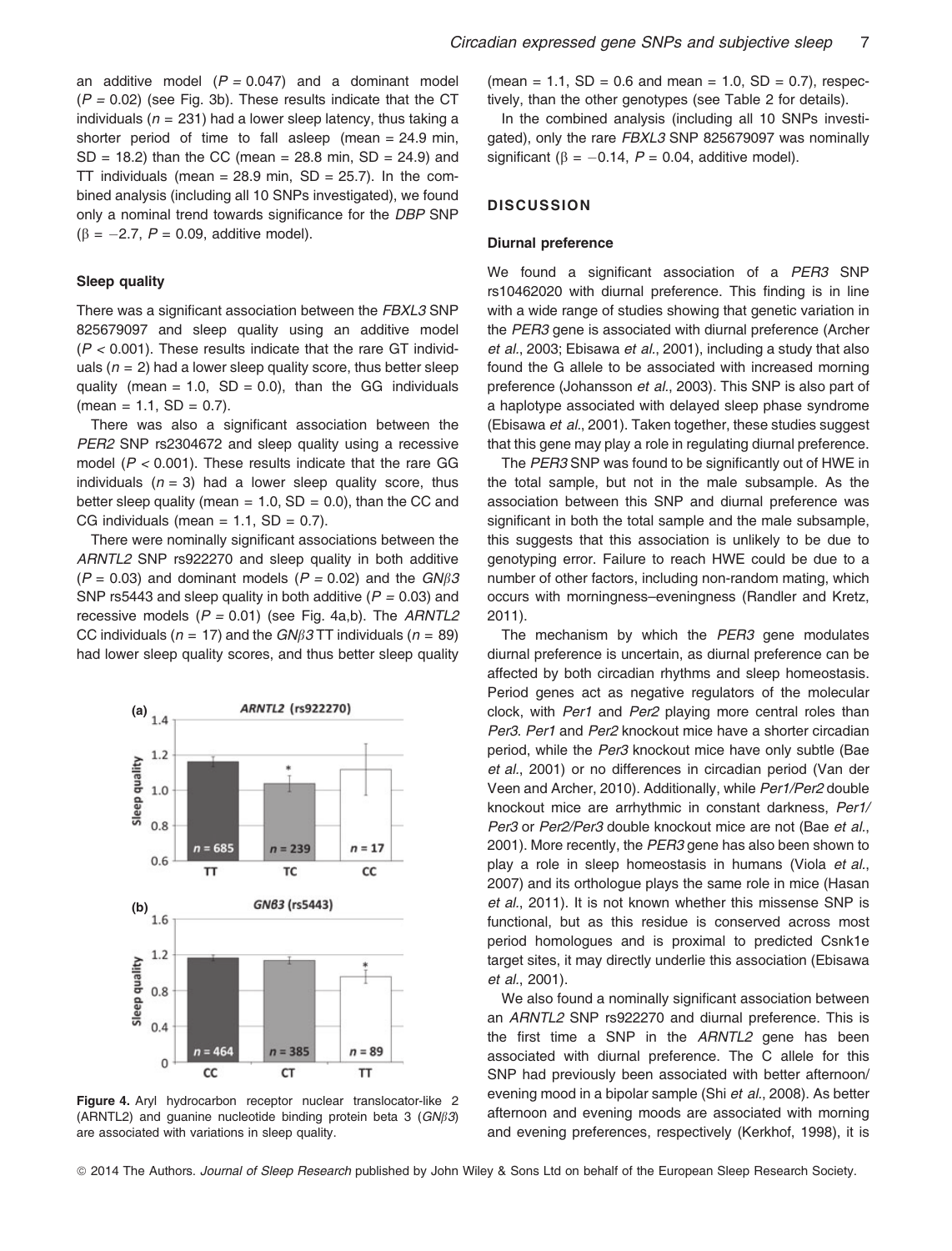an additive model ($P = 0.047$) and a dominant model ($P = 0.02$) (see Fig. 3b). These results indicate that the CT individuals ($n = 231$) had a lower sleep latency, thus taking a shorter period of time to fall asleep (mean = 24.9 min, SD = 18.2) than the CC (mean = 28.8 min, SD = 24.9) and TT individuals (mean = 28.9 min, SD = 25.7). In the combined analysis (including all 10 SNPs investigated), we found only a nominal trend towards significance for the *DBP* SNP ($\beta = -2.7$, $P = 0.09$, additive model).

### Sleep quality

There was a significant association between the *FBXL3* SNP 825679097 and sleep quality using an additive model ($P < 0.001$). These results indicate that the rare GT individuals ($n = 2$) had a lower sleep quality score, thus better sleep quality (mean = 1.0, SD = 0.0), than the GG individuals (mean = 1.1, SD = 0.7).

There was also a significant association between the *PER2* SNP rs2304672 and sleep quality using a recessive model ($P < 0.001$). These results indicate that the rare GG individuals ($n = 3$) had a lower sleep quality score, thus better sleep quality (mean = 1.0, SD = 0.0), than the CC and CG individuals (mean = 1.1, SD = 0.7).

There were nominally significant associations between the *ARNTL2* SNP rs922270 and sleep quality in both additive ($P = 0.03$) and dominant models ($P = 0.02$) and the *GNβ3* SNP rs5443 and sleep quality in both additive ($P = 0.03$) and recessive models ($P = 0.01$) (see Fig. 4a,b). The *ARNTL2* CC individuals ($n = 17$) and the *GNβ3* TT individuals ($n = 89$) had lower sleep quality scores, and thus better sleep quality (mean = 1.1, SD = 0.6 and mean = 1.0, SD = 0.7), respectively, than the other genotypes (see Table 2 for details).

In the combined analysis (including all 10 SNPs investigated), only the rare *FBXL3* SNP 825679097 was nominally significant ($\beta = -0.14$, $P = 0.04$, additive model).

**Figure 4.** Aryl hydrocarbon receptor nuclear translocator-like 2 (ARNTL2) and guanine nucleotide binding protein beta 3 (*GNβ3*) are associated with variations in sleep quality.

## DISCUSSION

### Diurnal preference

We found a significant association of a *PER3* SNP rs10462020 with diurnal preference. This finding is in line with a wide range of studies showing that genetic variation in the *PER3* gene is associated with diurnal preference (Archer *et al.*, 2003; Ebisawa *et al.*, 2001), including a study that also found the G allele to be associated with increased morning preference (Johansson *et al.*, 2003). This SNP is also part of a haplotype associated with delayed sleep phase syndrome (Ebisawa *et al.*, 2001). Taken together, these studies suggest that this gene may play a role in regulating diurnal preference.

The *PER3* SNP was found to be significantly out of HWE in the total sample, but not in the male subsample. As the association between this SNP and diurnal preference was significant in both the total sample and the male subsample, this suggests that this association is unlikely to be due to genotyping error. Failure to reach HWE could be due to a number of other factors, including non-random mating, which occurs with morningness–eveningness (Randler and Kretz, 2011).

The mechanism by which the *PER3* gene modulates diurnal preference is uncertain, as diurnal preference can be affected by both circadian rhythms and sleep homeostasis. Period genes act as negative regulators of the molecular clock, with *Per1* and *Per2* playing more central roles than *Per3*. *Per1* and *Per2* knockout mice have a shorter circadian period, while the *Per3* knockout mice have only subtle (Bae *et al.*, 2001) or no differences in circadian period (Van der Veen and Archer, 2010). Additionally, while *Per1/Per2* double knockout mice are arrhythmic in constant darkness, *Per1/Per3* or *Per2/Per3* double knockout mice are not (Bae *et al.*, 2001). More recently, the *PER3* gene has also been shown to play a role in sleep homeostasis in humans (Viola *et al.*, 2007) and its orthologue plays the same role in mice (Hasan *et al.*, 2011). It is not known whether this missense SNP is functional, but as this residue is conserved across most period homologues and is proximal to predicted Csnk1e target sites, it may directly underlie this association (Ebisawa *et al.*, 2001).

We also found a nominally significant association between an *ARNTL2* SNP rs922270 and diurnal preference. This is the first time a SNP in the *ARNTL2* gene has been associated with diurnal preference. The C allele for this SNP had previously been associated with better afternoon/evening mood in a bipolar sample (Shi *et al.*, 2008). As better afternoon and evening moods are associated with morning and evening preferences, respectively (Kerkhof, 1998), it is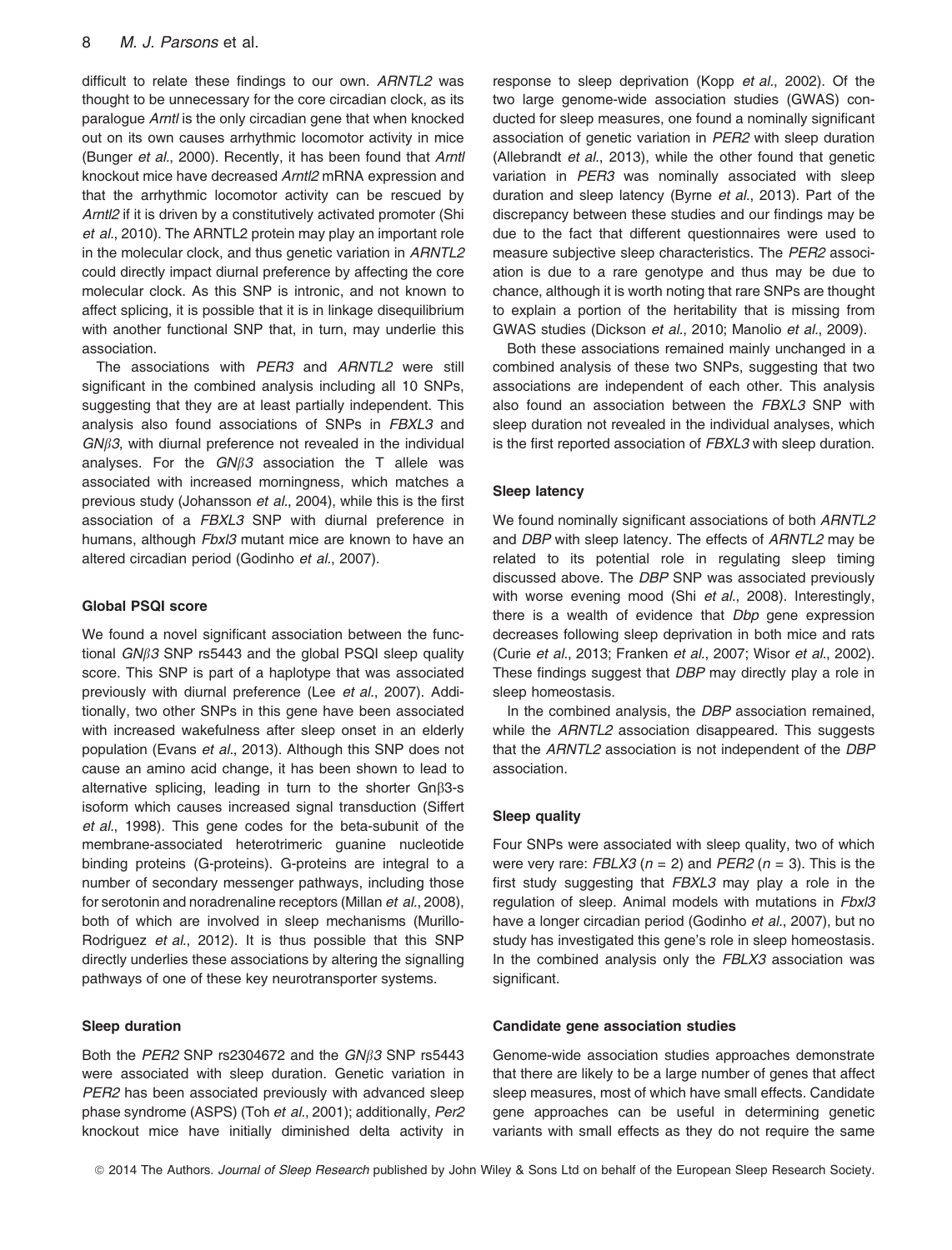difficult to relate these findings to our own. *ARNTL2* was thought to be unnecessary for the core circadian clock, as its paralogue *Arntl* is the only circadian gene that when knocked out on its own causes arrhythmic locomotor activity in mice (Bunger *et al*., 2000). Recently, it has been found that *Arntl* knockout mice have decreased *Arntl2* mRNA expression and that the arrhythmic locomotor activity can be rescued by *Arntl2* if it is driven by a constitutively activated promoter (Shi *et al*., 2010). The ARNTL2 protein may play an important role in the molecular clock, and thus genetic variation in *ARNTL2* could directly impact diurnal preference by affecting the core molecular clock. As this SNP is intronic, and not known to affect splicing, it is possible that it is in linkage disequilibrium with another functional SNP that, in turn, may underlie this association.

The associations with *PER3* and *ARNTL2* were still significant in the combined analysis including all 10 SNPs, suggesting that they are at least partially independent. This analysis also found associations of SNPs in *FBXL3* and *GNβ3*, with diurnal preference not revealed in the individual analyses. For the *GNβ3* association the T allele was associated with increased morningness, which matches a previous study (Johansson *et al*., 2004), while this is the first association of a *FBXL3* SNP with diurnal preference in humans, although *Fbxl3* mutant mice are known to have an altered circadian period (Godinho *et al*., 2007).

### Global PSQI score

We found a novel significant association between the functional *GNβ3* SNP rs5443 and the global PSQI sleep quality score. This SNP is part of a haplotype that was associated previously with diurnal preference (Lee *et al*., 2007). Additionally, two other SNPs in this gene have been associated with increased wakefulness after sleep onset in an elderly population (Evans *et al*., 2013). Although this SNP does not cause an amino acid change, it has been shown to lead to alternative splicing, leading in turn to the shorter Gnβ3-s isoform which causes increased signal transduction (Siffert *et al*., 1998). This gene codes for the beta-subunit of the membrane-associated heterotrimeric guanine nucleotide binding proteins (G-proteins). G-proteins are integral to a number of secondary messenger pathways, including those for serotonin and noradrenaline receptors (Millan *et al*., 2008), both of which are involved in sleep mechanisms (Murillo-Rodriguez *et al*., 2012). It is thus possible that this SNP directly underlies these associations by altering the signalling pathways of one of these key neurotransporter systems.

### Sleep duration

Both the *PER2* SNP rs2304672 and the *GNβ3* SNP rs5443 were associated with sleep duration. Genetic variation in *PER2* has been associated previously with advanced sleep phase syndrome (ASPS) (Toh *et al*., 2001); additionally, *Per2* knockout mice have initially diminished delta activity in response to sleep deprivation (Kopp *et al*., 2002). Of the two large genome-wide association studies (GWAS) conducted for sleep measures, one found a nominally significant association of genetic variation in *PER2* with sleep duration (Allebrandt *et al*., 2013), while the other found that genetic variation in *PER3* was nominally associated with sleep duration and sleep latency (Byrne *et al*., 2013). Part of the discrepancy between these studies and our findings may be due to the fact that different questionnaires were used to measure subjective sleep characteristics. The *PER2* association is due to a rare genotype and thus may be due to chance, although it is worth noting that rare SNPs are thought to explain a portion of the heritability that is missing from GWAS studies (Dickson *et al*., 2010; Manolio *et al*., 2009).

Both these associations remained mainly unchanged in a combined analysis of these two SNPs, suggesting that two associations are independent of each other. This analysis also found an association between the *FBXL3* SNP with sleep duration not revealed in the individual analyses, which is the first reported association of *FBXL3* with sleep duration.

### Sleep latency

We found nominally significant associations of both *ARNTL2* and *DBP* with sleep latency. The effects of *ARNTL2* may be related to its potential role in regulating sleep timing discussed above. The *DBP* SNP was associated previously with worse evening mood (Shi *et al*., 2008). Interestingly, there is a wealth of evidence that *Dbp* gene expression decreases following sleep deprivation in both mice and rats (Curie *et al*., 2013; Franken *et al*., 2007; Wisor *et al*., 2002). These findings suggest that *DBP* may directly play a role in sleep homeostasis.

In the combined analysis, the *DBP* association remained, while the *ARNTL2* association disappeared. This suggests that the *ARNTL2* association is not independent of the *DBP* association.

### Sleep quality

Four SNPs were associated with sleep quality, two of which were very rare: *FBLX3* ($n = 2$) and *PER2* ($n = 3$). This is the first study suggesting that *FBXL3* may play a role in the regulation of sleep. Animal models with mutations in *Fbxl3* have a longer circadian period (Godinho *et al*., 2007), but no study has investigated this gene's role in sleep homeostasis. In the combined analysis only the *FBLX3* association was significant.

### Candidate gene association studies

Genome-wide association studies approaches demonstrate that there are likely to be a large number of genes that affect sleep measures, most of which have small effects. Candidate gene approaches can be useful in determining genetic variants with small effects as they do not require the same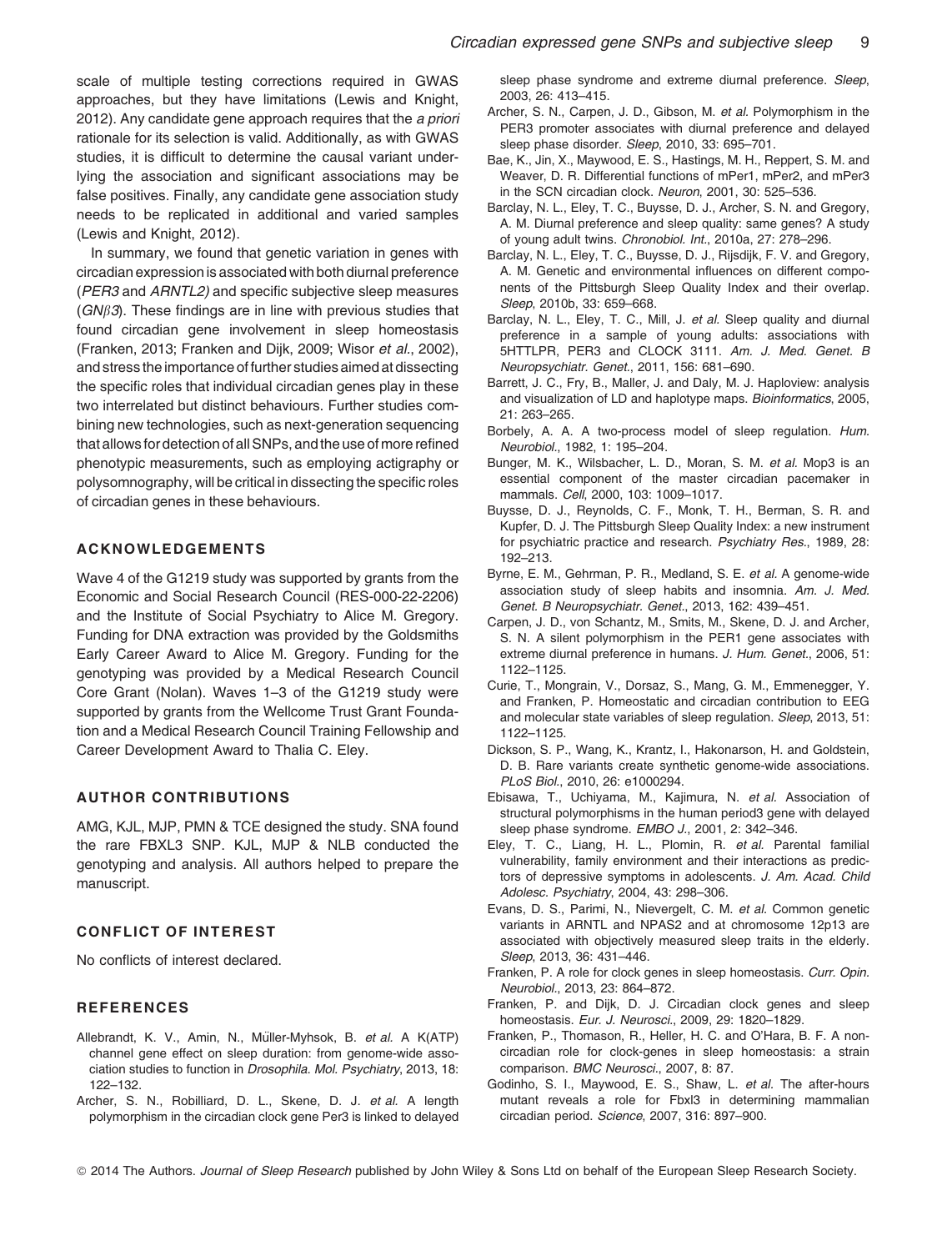scale of multiple testing corrections required in GWAS approaches, but they have limitations (Lewis and Knight, 2012). Any candidate gene approach requires that the *a priori* rationale for its selection is valid. Additionally, as with GWAS studies, it is difficult to determine the causal variant underlying the association and significant associations may be false positives. Finally, any candidate gene association study needs to be replicated in additional and varied samples (Lewis and Knight, 2012).

In summary, we found that genetic variation in genes with circadian expression is associated with both diurnal preference (*PER3* and *ARNTL2)* and specific subjective sleep measures (*GNβ3*). These findings are in line with previous studies that found circadian gene involvement in sleep homeostasis (Franken, 2013; Franken and Dijk, 2009; Wisor *et al*., 2002), and stress the importance of further studies aimed at dissecting the specific roles that individual circadian genes play in these two interrelated but distinct behaviours. Further studies combining new technologies, such as next-generation sequencing that allows for detection of all SNPs, and the use of more refined phenotypic measurements, such as employing actigraphy or polysomnography, will be critical in dissecting the specific roles of circadian genes in these behaviours.

## ACKNOWLEDGEMENTS

Wave 4 of the G1219 study was supported by grants from the Economic and Social Research Council (RES-000-22-2206) and the Institute of Social Psychiatry to Alice M. Gregory. Funding for DNA extraction was provided by the Goldsmiths Early Career Award to Alice M. Gregory. Funding for the genotyping was provided by a Medical Research Council Core Grant (Nolan). Waves 1–3 of the G1219 study were supported by grants from the Wellcome Trust Grant Foundation and a Medical Research Council Training Fellowship and Career Development Award to Thalia C. Eley.

## AUTHOR CONTRIBUTIONS

AMG, KJL, MJP, PMN & TCE designed the study. SNA found the rare FBXL3 SNP. KJL, MJP & NLB conducted the genotyping and analysis. All authors helped to prepare the manuscript.

## CONFLICT OF INTEREST

No conflicts of interest declared.

## REFERENCES

Allebrandt, K. V., Amin, N., Müller-Myhsok, B. *et al.* A K(ATP) channel gene effect on sleep duration: from genome-wide association studies to function in *Drosophila*. *Mol. Psychiatry*, 2013, 18: 122–132.

Archer, S. N., Robilliard, D. L., Skene, D. J. *et al.* A length polymorphism in the circadian clock gene Per3 is linked to delayed sleep phase syndrome and extreme diurnal preference. *Sleep*, 2003, 26: 413–415.

Archer, S. N., Carpen, J. D., Gibson, M. *et al.* Polymorphism in the PER3 promoter associates with diurnal preference and delayed sleep phase disorder. *Sleep*, 2010, 33: 695–701.

Bae, K., Jin, X., Maywood, E. S., Hastings, M. H., Reppert, S. M. and Weaver, D. R. Differential functions of mPer1, mPer2, and mPer3 in the SCN circadian clock. *Neuron*, 2001, 30: 525–536.

Barclay, N. L., Eley, T. C., Buysse, D. J., Archer, S. N. and Gregory, A. M. Diurnal preference and sleep quality: same genes? A study of young adult twins. *Chronobiol. Int.*, 2010a, 27: 278–296.

Barclay, N. L., Eley, T. C., Buysse, D. J., Rijsdijk, F. V. and Gregory, A. M. Genetic and environmental influences on different components of the Pittsburgh Sleep Quality Index and their overlap. *Sleep*, 2010b, 33: 659–668.

Barclay, N. L., Eley, T. C., Mill, J. *et al.* Sleep quality and diurnal preference in a sample of young adults: associations with 5HTTLPR, PER3 and CLOCK 3111. *Am. J. Med. Genet. B Neuropsychiatr. Genet.*, 2011, 156: 681–690.

Barrett, J. C., Fry, B., Maller, J. and Daly, M. J. Haploview: analysis and visualization of LD and haplotype maps. *Bioinformatics*, 2005, 21: 263–265.

Borbely, A. A. A two-process model of sleep regulation. *Hum. Neurobiol.*, 1982, 1: 195–204.

Bunger, M. K., Wilsbacher, L. D., Moran, S. M. *et al.* Mop3 is an essential component of the master circadian pacemaker in mammals. *Cell*, 2000, 103: 1009–1017.

Buysse, D. J., Reynolds, C. F., Monk, T. H., Berman, S. R. and Kupfer, D. J. The Pittsburgh Sleep Quality Index: a new instrument for psychiatric practice and research. *Psychiatry Res.*, 1989, 28: 192–213.

Byrne, E. M., Gehrman, P. R., Medland, S. E. *et al.* A genome-wide association study of sleep habits and insomnia. *Am. J. Med. Genet. B Neuropsychiatr. Genet.*, 2013, 162: 439–451.

Carpen, J. D., von Schantz, M., Smits, M., Skene, D. J. and Archer, S. N. A silent polymorphism in the PER1 gene associates with extreme diurnal preference in humans. *J. Hum. Genet.*, 2006, 51: 1122–1125.

Curie, T., Mongrain, V., Dorsaz, S., Mang, G. M., Emmenegger, Y. and Franken, P. Homeostatic and circadian contribution to EEG and molecular state variables of sleep regulation. *Sleep*, 2013, 51: 1122–1125.

Dickson, S. P., Wang, K., Krantz, I., Hakonarson, H. and Goldstein, D. B. Rare variants create synthetic genome-wide associations. *PLoS Biol.*, 2010, 26: e1000294.

Ebisawa, T., Uchiyama, M., Kajimura, N. *et al.* Association of structural polymorphisms in the human period3 gene with delayed sleep phase syndrome. *EMBO J.*, 2001, 2: 342–346.

Eley, T. C., Liang, H. L., Plomin, R. *et al.* Parental familial vulnerability, family environment and their interactions as predictors of depressive symptoms in adolescents. *J. Am. Acad. Child Adolesc. Psychiatry*, 2004, 43: 298–306.

Evans, D. S., Parimi, N., Nievergelt, C. M. *et al.* Common genetic variants in ARNTL and NPAS2 and at chromosome 12p13 are associated with objectively measured sleep traits in the elderly. *Sleep*, 2013, 36: 431–446.

Franken, P. A role for clock genes in sleep homeostasis. *Curr. Opin. Neurobiol.*, 2013, 23: 864–872.

Franken, P. and Dijk, D. J. Circadian clock genes and sleep homeostasis. *Eur. J. Neurosci.*, 2009, 29: 1820–1829.

Franken, P., Thomason, R., Heller, H. C. and O'Hara, B. F. A non-circadian role for clock-genes in sleep homeostasis: a strain comparison. *BMC Neurosci.*, 2007, 8: 87.

Godinho, S. I., Maywood, E. S., Shaw, L. *et al.* The after-hours mutant reveals a role for Fbxl3 in determining mammalian circadian period. *Science*, 2007, 316: 897–900.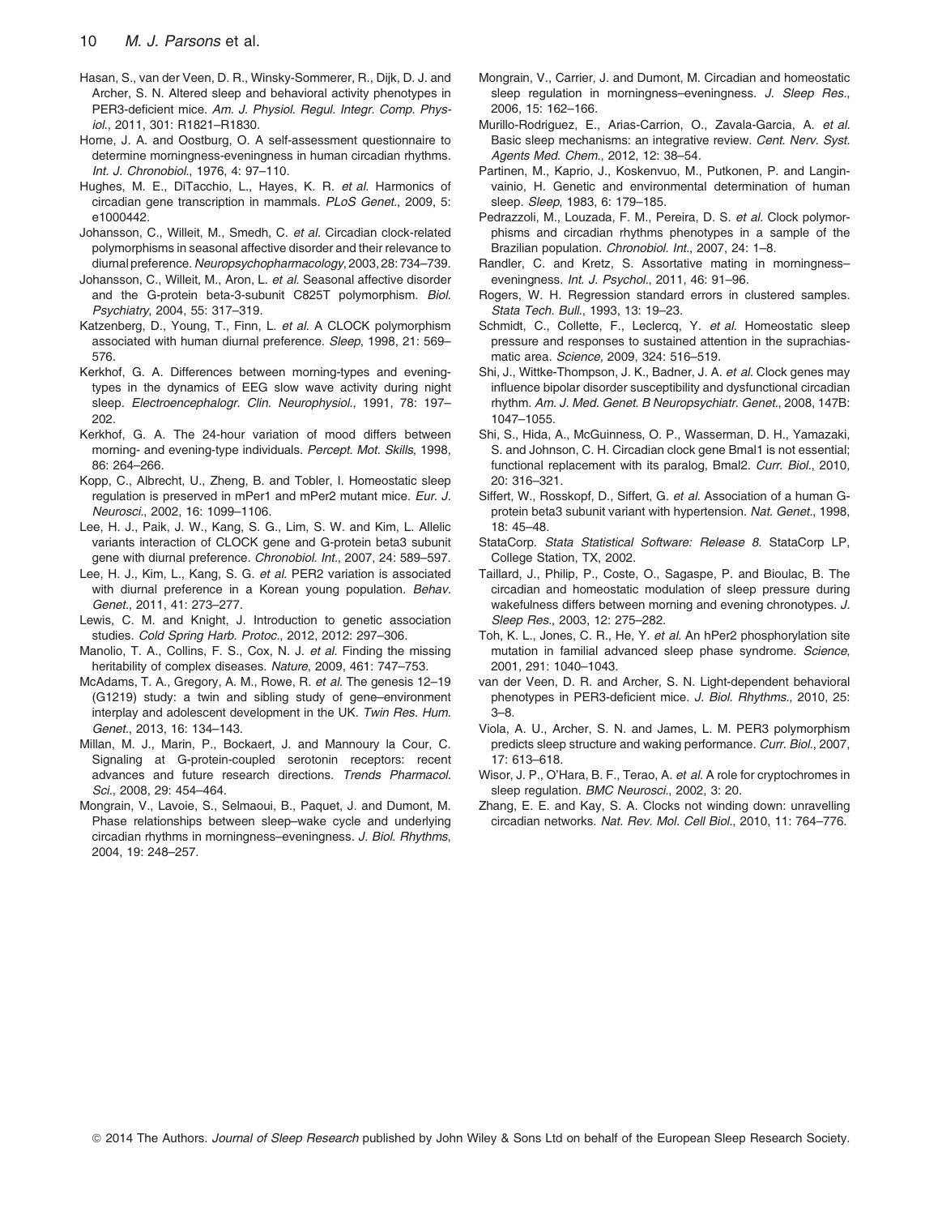Hasan, S., van der Veen, D. R., Winsky-Sommerer, R., Dijk, D. J. and Archer, S. N. Altered sleep and behavioral activity phenotypes in PER3-deficient mice. *Am. J. Physiol. Regul. Integr. Comp. Physiol.*, 2011, 301: R1821–R1830.

Horne, J. A. and Oostburg, O. A self-assessment questionnaire to determine morningness-eveningness in human circadian rhythms. *Int. J. Chronobiol.*, 1976, 4: 97–110.

Hughes, M. E., DiTacchio, L., Hayes, K. R. *et al.* Harmonics of circadian gene transcription in mammals. *PLoS Genet.*, 2009, 5: e1000442.

Johansson, C., Willeit, M., Smedh, C. *et al.* Circadian clock-related polymorphisms in seasonal affective disorder and their relevance to diurnal preference. *Neuropsychopharmacology*, 2003, 28: 734–739.

Johansson, C., Willeit, M., Aron, L. *et al.* Seasonal affective disorder and the G-protein beta-3-subunit C825T polymorphism. *Biol. Psychiatry*, 2004, 55: 317–319.

Katzenberg, D., Young, T., Finn, L. *et al.* A CLOCK polymorphism associated with human diurnal preference. *Sleep*, 1998, 21: 569–576.

Kerkhof, G. A. Differences between morning-types and evening-types in the dynamics of EEG slow wave activity during night sleep. *Electroencephalogr. Clin. Neurophysiol.*, 1991, 78: 197–202.

Kerkhof, G. A. The 24-hour variation of mood differs between morning- and evening-type individuals. *Percept. Mot. Skills*, 1998, 86: 264–266.

Kopp, C., Albrecht, U., Zheng, B. and Tobler, I. Homeostatic sleep regulation is preserved in mPer1 and mPer2 mutant mice. *Eur. J. Neurosci.*, 2002, 16: 1099–1106.

Lee, H. J., Paik, J. W., Kang, S. G., Lim, S. W. and Kim, L. Allelic variants interaction of CLOCK gene and G-protein beta3 subunit gene with diurnal preference. *Chronobiol. Int.*, 2007, 24: 589–597.

Lee, H. J., Kim, L., Kang, S. G. *et al.* PER2 variation is associated with diurnal preference in a Korean young population. *Behav. Genet.*, 2011, 41: 273–277.

Lewis, C. M. and Knight, J. Introduction to genetic association studies. *Cold Spring Harb. Protoc.*, 2012, 2012: 297–306.

Manolio, T. A., Collins, F. S., Cox, N. J. *et al.* Finding the missing heritability of complex diseases. *Nature*, 2009, 461: 747–753.

McAdams, T. A., Gregory, A. M., Rowe, R. *et al.* The genesis 12–19 (G1219) study: a twin and sibling study of gene–environment interplay and adolescent development in the UK. *Twin Res. Hum. Genet.*, 2013, 16: 134–143.

Millan, M. J., Marin, P., Bockaert, J. and Mannoury la Cour, C. Signaling at G-protein-coupled serotonin receptors: recent advances and future research directions. *Trends Pharmacol. Sci.*, 2008, 29: 454–464.

Mongrain, V., Lavoie, S., Selmaoui, B., Paquet, J. and Dumont, M. Phase relationships between sleep–wake cycle and underlying circadian rhythms in morningness–eveningness. *J. Biol. Rhythms*, 2004, 19: 248–257.

Mongrain, V., Carrier, J. and Dumont, M. Circadian and homeostatic sleep regulation in morningness–eveningness. *J. Sleep Res.*, 2006, 15: 162–166.

Murillo-Rodriguez, E., Arias-Carrion, O., Zavala-Garcia, A. *et al.* Basic sleep mechanisms: an integrative review. *Cent. Nerv. Syst. Agents Med. Chem.*, 2012, 12: 38–54.

Partinen, M., Kaprio, J., Koskenvuo, M., Putkonen, P. and Langinvainio, H. Genetic and environmental determination of human sleep. *Sleep*, 1983, 6: 179–185.

Pedrazzoli, M., Louzada, F. M., Pereira, D. S. *et al.* Clock polymorphisms and circadian rhythms phenotypes in a sample of the Brazilian population. *Chronobiol. Int.*, 2007, 24: 1–8.

Randler, C. and Kretz, S. Assortative mating in morningness–eveningness. *Int. J. Psychol.*, 2011, 46: 91–96.

Rogers, W. H. Regression standard errors in clustered samples. *Stata Tech. Bull.*, 1993, 13: 19–23.

Schmidt, C., Collette, F., Leclercq, Y. *et al.* Homeostatic sleep pressure and responses to sustained attention in the suprachiasmatic area. *Science*, 2009, 324: 516–519.

Shi, J., Wittke-Thompson, J. K., Badner, J. A. *et al.* Clock genes may influence bipolar disorder susceptibility and dysfunctional circadian rhythm. *Am. J. Med. Genet. B Neuropsychiatr. Genet.*, 2008, 147B: 1047–1055.

Shi, S., Hida, A., McGuinness, O. P., Wasserman, D. H., Yamazaki, S. and Johnson, C. H. Circadian clock gene Bmal1 is not essential; functional replacement with its paralog, Bmal2. *Curr. Biol.*, 2010, 20: 316–321.

Siffert, W., Rosskopf, D., Siffert, G. *et al.* Association of a human G-protein beta3 subunit variant with hypertension. *Nat. Genet.*, 1998, 18: 45–48.

StataCorp. *Stata Statistical Software: Release 8*. StataCorp LP, College Station, TX, 2002.

Taillard, J., Philip, P., Coste, O., Sagaspe, P. and Bioulac, B. The circadian and homeostatic modulation of sleep pressure during wakefulness differs between morning and evening chronotypes. *J. Sleep Res.*, 2003, 12: 275–282.

Toh, K. L., Jones, C. R., He, Y. *et al.* An hPer2 phosphorylation site mutation in familial advanced sleep phase syndrome. *Science*, 2001, 291: 1040–1043.

van der Veen, D. R. and Archer, S. N. Light-dependent behavioral phenotypes in PER3-deficient mice. *J. Biol. Rhythms.*, 2010, 25: 3–8.

Viola, A. U., Archer, S. N. and James, L. M. PER3 polymorphism predicts sleep structure and waking performance. *Curr. Biol.*, 2007, 17: 613–618.

Wisor, J. P., O'Hara, B. F., Terao, A. *et al.* A role for cryptochromes in sleep regulation. *BMC Neurosci.*, 2002, 3: 20.

Zhang, E. E. and Kay, S. A. Clocks not winding down: unravelling circadian networks. *Nat. Rev. Mol. Cell Biol.*, 2010, 11: 764–776.